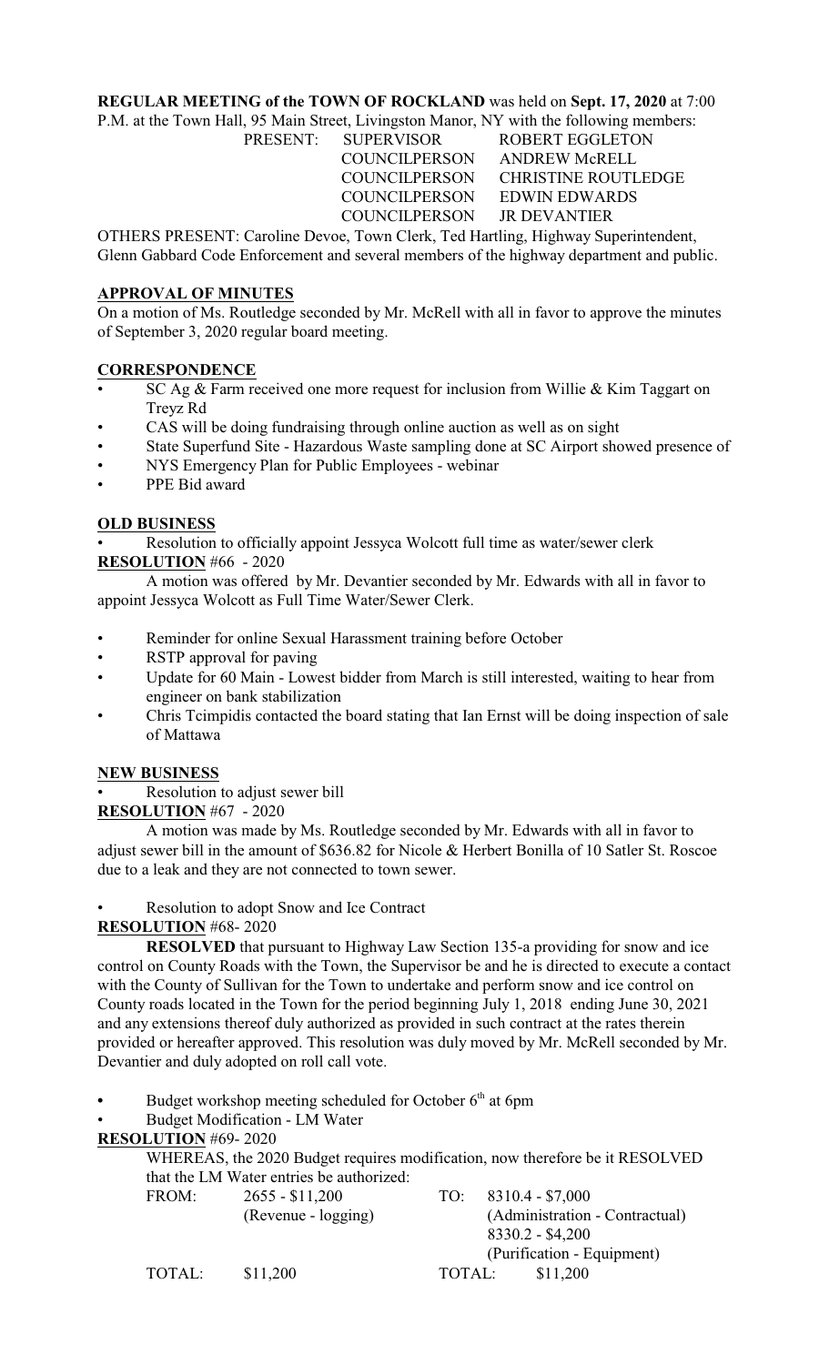**REGULAR MEETING of the TOWN OF ROCKLAND** was held on **Sept. 17, 2020** at 7:00 P.M. at the Town Hall, 95 Main Street, Livingston Manor, NY with the following members:

| PRESENT: | SUPERVISOR | ROBERT EGGLETON |
|---|---|---|
| | COUNCILPERSON | ANDREW McRELL |
| | COUNCILPERSON | CHRISTINE ROUTLEDGE |
| | COUNCILPERSON | EDWIN EDWARDS |
| | COUNCILPERSON | JR DEVANTIER |

OTHERS PRESENT: Caroline Devoe, Town Clerk, Ted Hartling, Highway Superintendent, Glenn Gabbard Code Enforcement and several members of the highway department and public.

## APPROVAL OF MINUTES

On a motion of Ms. Routledge seconded by Mr. McRell with all in favor to approve the minutes of September 3, 2020 regular board meeting.

## CORRESPONDENCE

- SC Ag & Farm received one more request for inclusion from Willie & Kim Taggart on Treyz Rd
- CAS will be doing fundraising through online auction as well as on sight
- State Superfund Site - Hazardous Waste sampling done at SC Airport showed presence of
- NYS Emergency Plan for Public Employees - webinar
- PPE Bid award

## OLD BUSINESS

- Resolution to officially appoint Jessyca Wolcott full time as water/sewer clerk

**RESOLUTION** #66 - 2020

A motion was offered by Mr. Devantier seconded by Mr. Edwards with all in favor to appoint Jessyca Wolcott as Full Time Water/Sewer Clerk.

- Reminder for online Sexual Harassment training before October
- RSTP approval for paving
- Update for 60 Main - Lowest bidder from March is still interested, waiting to hear from engineer on bank stabilization
- Chris Tcimpidis contacted the board stating that Ian Ernst will be doing inspection of sale of Mattawa

## NEW BUSINESS

- Resolution to adjust sewer bill

**RESOLUTION** #67 - 2020

A motion was made by Ms. Routledge seconded by Mr. Edwards with all in favor to adjust sewer bill in the amount of $636.82 for Nicole & Herbert Bonilla of 10 Satler St. Roscoe due to a leak and they are not connected to town sewer.

- Resolution to adopt Snow and Ice Contract

**RESOLUTION** #68- 2020

**RESOLVED** that pursuant to Highway Law Section 135-a providing for snow and ice control on County Roads with the Town, the Supervisor be and he is directed to execute a contact with the County of Sullivan for the Town to undertake and perform snow and ice control on County roads located in the Town for the period beginning July 1, 2018 ending June 30, 2021 and any extensions thereof duly authorized as provided in such contract at the rates therein provided or hereafter approved. This resolution was duly moved by Mr. McRell seconded by Mr. Devantier and duly adopted on roll call vote.

- Budget workshop meeting scheduled for October 6th at 6pm
- Budget Modification - LM Water

**RESOLUTION** #69- 2020

WHEREAS, the 2020 Budget requires modification, now therefore be it RESOLVED that the LM Water entries be authorized:

| FROM: | 2655 - $11,200 | TO: | 8310.4 - $7,000 |
|---|---|---|---|
| | (Revenue - logging) | | (Administration - Contractual) |
| | | | 8330.2 - $4,200 |
| | | | (Purification - Equipment) |
| TOTAL: | $11,200 | TOTAL: | $11,200 |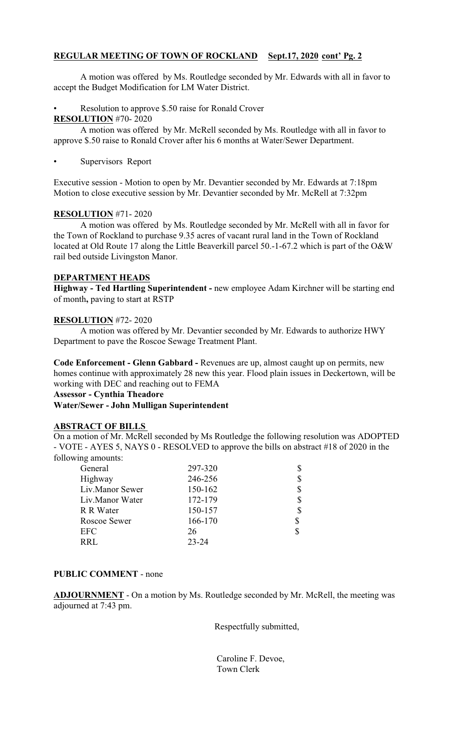**REGULAR MEETING OF TOWN OF ROCKLAND Sept.17, 2020 cont' Pg. 2**

A motion was offered by Ms. Routledge seconded by Mr. Edwards with all in favor to accept the Budget Modification for LM Water District.

- Resolution to approve $.50 raise for Ronald Crover

**RESOLUTION** #70- 2020

A motion was offered by Mr. McRell seconded by Ms. Routledge with all in favor to approve $.50 raise to Ronald Crover after his 6 months at Water/Sewer Department.

- Supervisors Report

Executive session - Motion to open by Mr. Devantier seconded by Mr. Edwards at 7:18pm
Motion to close executive session by Mr. Devantier seconded by Mr. McRell at 7:32pm

**RESOLUTION** #71- 2020

A motion was offered by Ms. Routledge seconded by Mr. McRell with all in favor for the Town of Rockland to purchase 9.35 acres of vacant rural land in the Town of Rockland located at Old Route 17 along the Little Beaverkill parcel 50.-1-67.2 which is part of the O&W rail bed outside Livingston Manor.

**DEPARTMENT HEADS**

**Highway - Ted Hartling Superintendent -** new employee Adam Kirchner will be starting end of month**,** paving to start at RSTP

**RESOLUTION** #72- 2020

A motion was offered by Mr. Devantier seconded by Mr. Edwards to authorize HWY Department to pave the Roscoe Sewage Treatment Plant.

**Code Enforcement - Glenn Gabbard -** Revenues are up, almost caught up on permits, new homes continue with approximately 28 new this year. Flood plain issues in Deckertown, will be working with DEC and reaching out to FEMA

**Assessor - Cynthia Theadore**

**Water/Sewer - John Mulligan Superintendent**

**ABSTRACT OF BILLS**

On a motion of Mr. McRell seconded by Ms Routledge the following resolution was ADOPTED - VOTE - AYES 5, NAYS 0 - RESOLVED to approve the bills on abstract #18 of 2020 in the following amounts:

| | | |
|---|---|---|
| General | 297-320 | $ |
| Highway | 246-256 | $ |
| Liv.Manor Sewer | 150-162 | $ |
| Liv.Manor Water | 172-179 | $ |
| R R Water | 150-157 | $ |
| Roscoe Sewer | 166-170 | $ |
| EFC | 26 | $ |
| RRL | 23-24 | |

**PUBLIC COMMENT** - none

**ADJOURNMENT** - On a motion by Ms. Routledge seconded by Mr. McRell, the meeting was adjourned at 7:43 pm.

Respectfully submitted,

Caroline F. Devoe,
Town Clerk